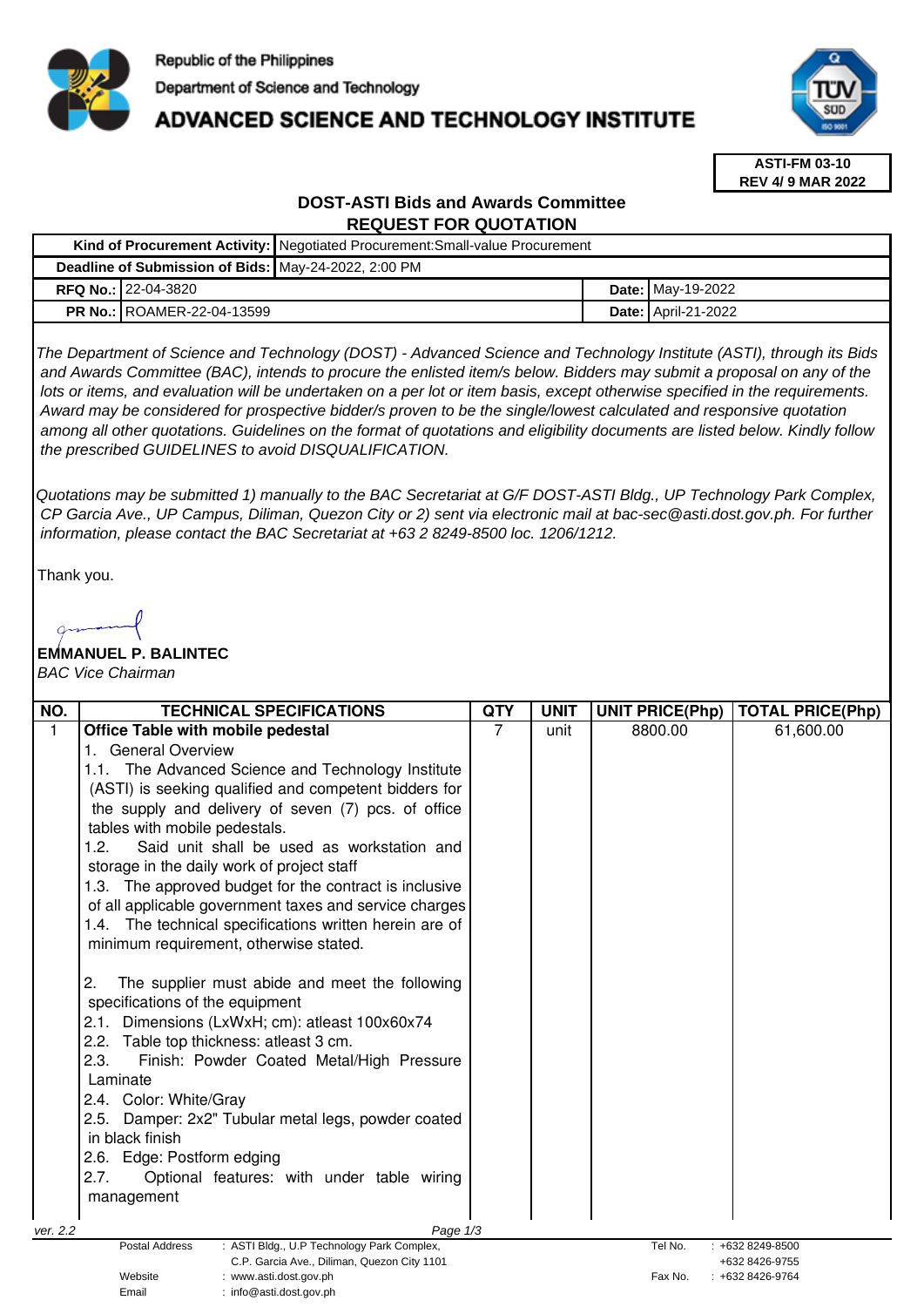Republic of the Philippines

Department of Science and Technology

# ADVANCED SCIENCE AND TECHNOLOGY INSTITUTE

**ASTI-FM 03-10**
**REV 4/ 9 MAR 2022**

## DOST-ASTI Bids and Awards Committee
## REQUEST FOR QUOTATION

| | | | |
|---|---|---|---|
| **Kind of Procurement Activity:** | Negotiated Procurement:Small-value Procurement | | |
| **Deadline of Submission of Bids:** | May-24-2022, 2:00 PM | | |
| **RFQ No.:** | 22-04-3820 | **Date:** | May-19-2022 |
| **PR No.:** | ROAMER-22-04-13599 | **Date:** | April-21-2022 |

*The Department of Science and Technology (DOST) - Advanced Science and Technology Institute (ASTI), through its Bids and Awards Committee (BAC), intends to procure the enlisted item/s below. Bidders may submit a proposal on any of the lots or items, and evaluation will be undertaken on a per lot or item basis, except otherwise specified in the requirements. Award may be considered for prospective bidder/s proven to be the single/lowest calculated and responsive quotation among all other quotations. Guidelines on the format of quotations and eligibility documents are listed below. Kindly follow the prescribed GUIDELINES to avoid DISQUALIFICATION.*

*Quotations may be submitted 1) manually to the BAC Secretariat at G/F DOST-ASTI Bldg., UP Technology Park Complex, CP Garcia Ave., UP Campus, Diliman, Quezon City or 2) sent via electronic mail at bac-sec@asti.dost.gov.ph. For further information, please contact the BAC Secretariat at +63 2 8249-8500 loc. 1206/1212.*

Thank you.

**EMMANUEL P. BALINTEC**
*BAC Vice Chairman*

| NO. | TECHNICAL SPECIFICATIONS | QTY | UNIT | UNIT PRICE(Php) | TOTAL PRICE(Php) |
|---|---|---|---|---|---|
| 1 | **Office Table with mobile pedestal**<br>1. General Overview<br>1.1. The Advanced Science and Technology Institute (ASTI) is seeking qualified and competent bidders for the supply and delivery of seven (7) pcs. of office tables with mobile pedestals.<br>1.2. Said unit shall be used as workstation and storage in the daily work of project staff<br>1.3. The approved budget for the contract is inclusive of all applicable government taxes and service charges<br>1.4. The technical specifications written herein are of minimum requirement, otherwise stated.<br><br>2. The supplier must abide and meet the following specifications of the equipment<br>2.1. Dimensions (LxWxH; cm): atleast 100x60x74<br>2.2. Table top thickness: atleast 3 cm.<br>2.3. Finish: Powder Coated Metal/High Pressure Laminate<br>2.4. Color: White/Gray<br>2.5. Damper: 2x2" Tubular metal legs, powder coated in black finish<br>2.6. Edge: Postform edging<br>2.7. Optional features: with under table wiring management | 7 | unit | 8800.00 | 61,600.00 |

ver. 2.2

Postal Address : ASTI Bldg., U.P Technology Park Complex, C.P. Garcia Ave., Diliman, Quezon City 1101
Website : www.asti.dost.gov.ph
Email : info@asti.dost.gov.ph
Tel No. : +632 8249-8500, +632 8426-9755
Fax No. : +632 8426-9764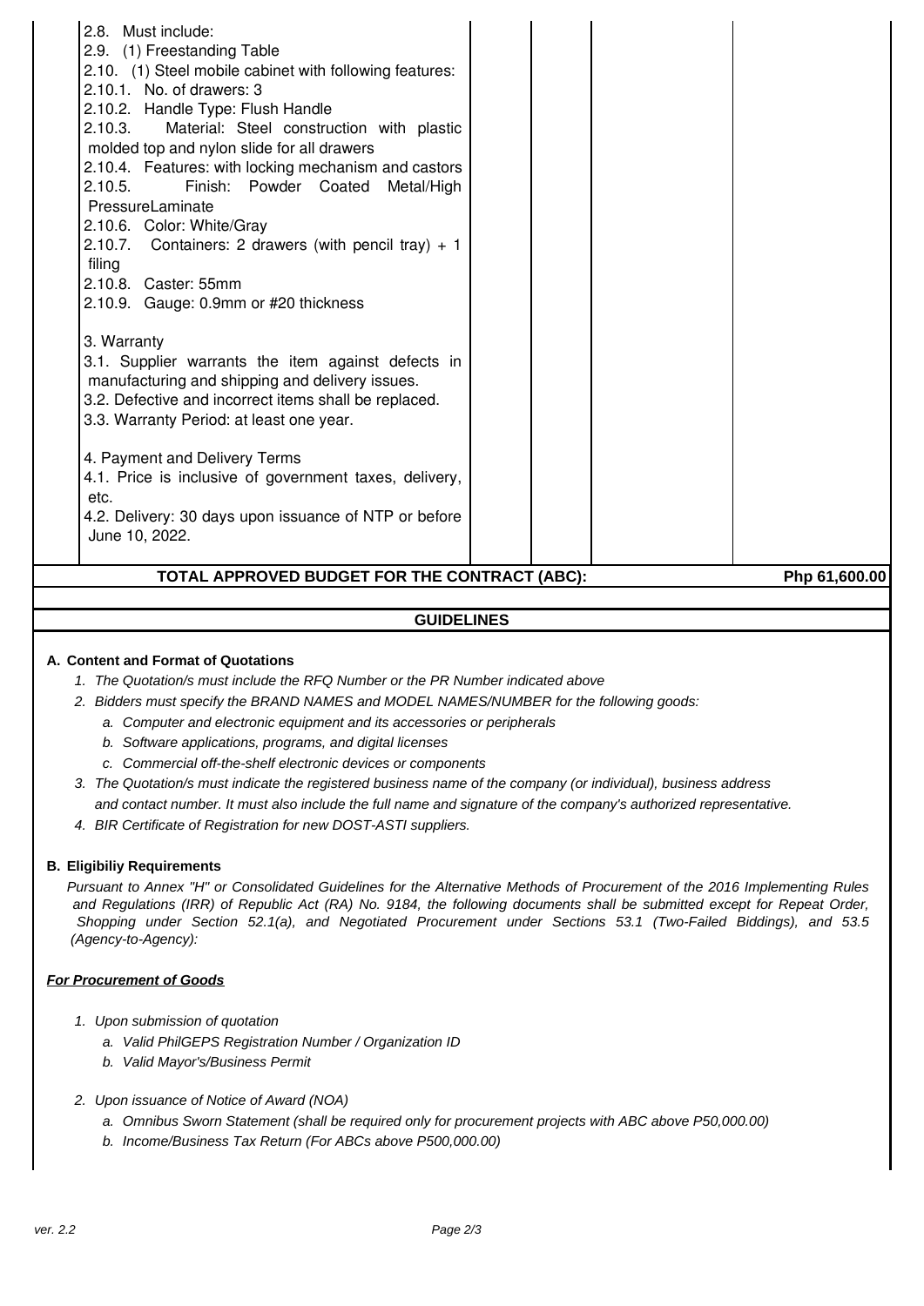| | | | | |
|---|---|---|---|---|
| 2.8. Must include:<br>2.9. (1) Freestanding Table<br>2.10. (1) Steel mobile cabinet with following features:<br>2.10.1. No. of drawers: 3<br>2.10.2. Handle Type: Flush Handle<br>2.10.3. Material: Steel construction with plastic molded top and nylon slide for all drawers<br>2.10.4. Features: with locking mechanism and castors<br>2.10.5. Finish: Powder Coated Metal/High PressureLaminate<br>2.10.6. Color: White/Gray<br>2.10.7. Containers: 2 drawers (with pencil tray) + 1 filing<br>2.10.8. Caster: 55mm<br>2.10.9. Gauge: 0.9mm or #20 thickness<br><br>3. Warranty<br>3.1. Supplier warrants the item against defects in manufacturing and shipping and delivery issues.<br>3.2. Defective and incorrect items shall be replaced.<br>3.3. Warranty Period: at least one year.<br><br>4. Payment and Delivery Terms<br>4.1. Price is inclusive of government taxes, delivery, etc.<br>4.2. Delivery: 30 days upon issuance of NTP or before June 10, 2022. | | | | |
| **TOTAL APPROVED BUDGET FOR THE CONTRACT (ABC):** | | | | **Php 61,600.00** |

## GUIDELINES

**A. Content and Format of Quotations**

1. *The Quotation/s must include the RFQ Number or the PR Number indicated above*
2. *Bidders must specify the BRAND NAMES and MODEL NAMES/NUMBER for the following goods:*
   a. *Computer and electronic equipment and its accessories or peripherals*
   b. *Software applications, programs, and digital licenses*
   c. *Commercial off-the-shelf electronic devices or components*
3. *The Quotation/s must indicate the registered business name of the company (or individual), business address and contact number. It must also include the full name and signature of the company's authorized representative.*
4. *BIR Certificate of Registration for new DOST-ASTI suppliers.*

**B. Eligibiliy Requirements**

*Pursuant to Annex "H" or Consolidated Guidelines for the Alternative Methods of Procurement of the 2016 Implementing Rules and Regulations (IRR) of Republic Act (RA) No. 9184, the following documents shall be submitted except for Repeat Order, Shopping under Section 52.1(a), and Negotiated Procurement under Sections 53.1 (Two-Failed Biddings), and 53.5 (Agency-to-Agency):*

***For Procurement of Goods***

1. *Upon submission of quotation*
   a. *Valid PhilGEPS Registration Number / Organization ID*
   b. *Valid Mayor's/Business Permit*

2. *Upon issuance of Notice of Award (NOA)*
   a. *Omnibus Sworn Statement (shall be required only for procurement projects with ABC above P50,000.00)*
   b. *Income/Business Tax Return (For ABCs above P500,000.00)*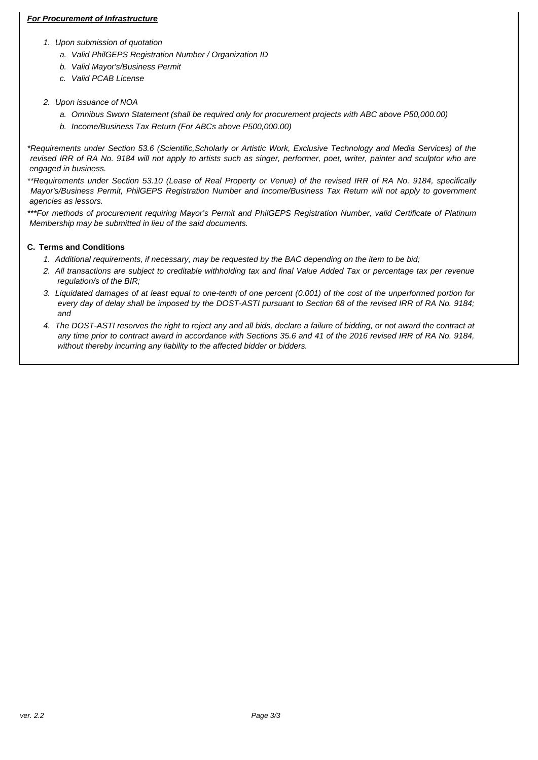***For Procurement of Infrastructure***

1. *Upon submission of quotation*
   a. *Valid PhilGEPS Registration Number / Organization ID*
   b. *Valid Mayor's/Business Permit*
   c. *Valid PCAB License*

2. *Upon issuance of NOA*
   a. *Omnibus Sworn Statement (shall be required only for procurement projects with ABC above P50,000.00)*
   b. *Income/Business Tax Return (For ABCs above P500,000.00)*

*\*Requirements under Section 53.6 (Scientific,Scholarly or Artistic Work, Exclusive Technology and Media Services) of the revised IRR of RA No. 9184 will not apply to artists such as singer, performer, poet, writer, painter and sculptor who are engaged in business.*

*\*\*Requirements under Section 53.10 (Lease of Real Property or Venue) of the revised IRR of RA No. 9184, specifically Mayor's/Business Permit, PhilGEPS Registration Number and Income/Business Tax Return will not apply to government agencies as lessors.*

*\*\*\*For methods of procurement requiring Mayor's Permit and PhilGEPS Registration Number, valid Certificate of Platinum Membership may be submitted in lieu of the said documents.*

**C. Terms and Conditions**

1. *Additional requirements, if necessary, may be requested by the BAC depending on the item to be bid;*
2. *All transactions are subject to creditable withholding tax and final Value Added Tax or percentage tax per revenue regulation/s of the BIR;*
3. *Liquidated damages of at least equal to one-tenth of one percent (0.001) of the cost of the unperformed portion for every day of delay shall be imposed by the DOST-ASTI pursuant to Section 68 of the revised IRR of RA No. 9184; and*
4. *The DOST-ASTI reserves the right to reject any and all bids, declare a failure of bidding, or not award the contract at any time prior to contract award in accordance with Sections 35.6 and 41 of the 2016 revised IRR of RA No. 9184, without thereby incurring any liability to the affected bidder or bidders.*

*ver. 2.2*